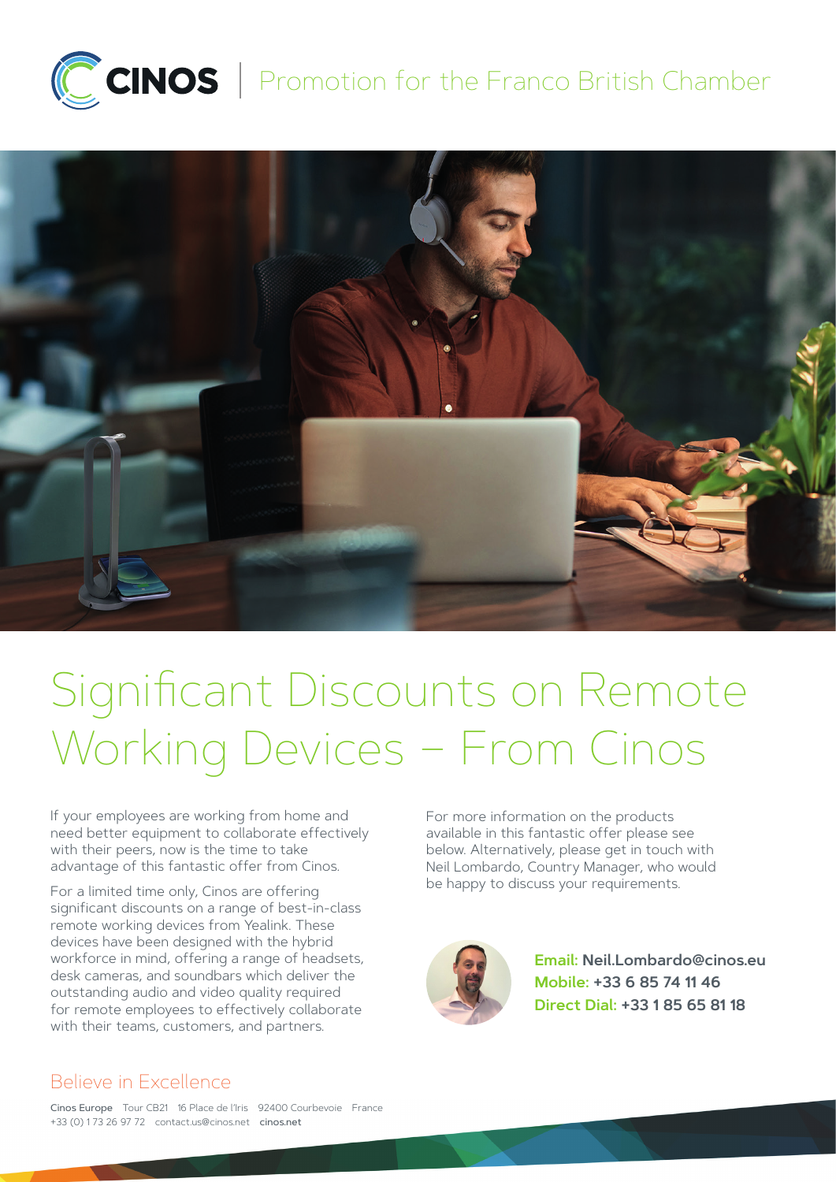CINOS | Promotion for the Franco British Chamber

# Significant Discounts on Remote Working Devices – From Cinos

If your employees are working from home and need better equipment to collaborate effectively with their peers, now is the time to take advantage of this fantastic offer from Cinos.

For a limited time only, Cinos are offering significant discounts on a range of best-in-class remote working devices from Yealink. These devices have been designed with the hybrid workforce in mind, offering a range of headsets, desk cameras, and soundbars which deliver the outstanding audio and video quality required for remote employees to effectively collaborate with their teams, customers, and partners.

For more information on the products available in this fantastic offer please see below. Alternatively, please get in touch with Neil Lombardo, Country Manager, who would be happy to discuss your requirements.

**Email:** Neil.Lombardo@cinos.eu
**Mobile:** +33 6 85 74 11 46
**Direct Dial:** +33 1 85 65 81 18

Believe in Excellence

Cinos Europe Tour CB21 16 Place de l'Iris 92400 Courbevoie France
+33 (0) 1 73 26 97 72 contact.us@cinos.net cinos.net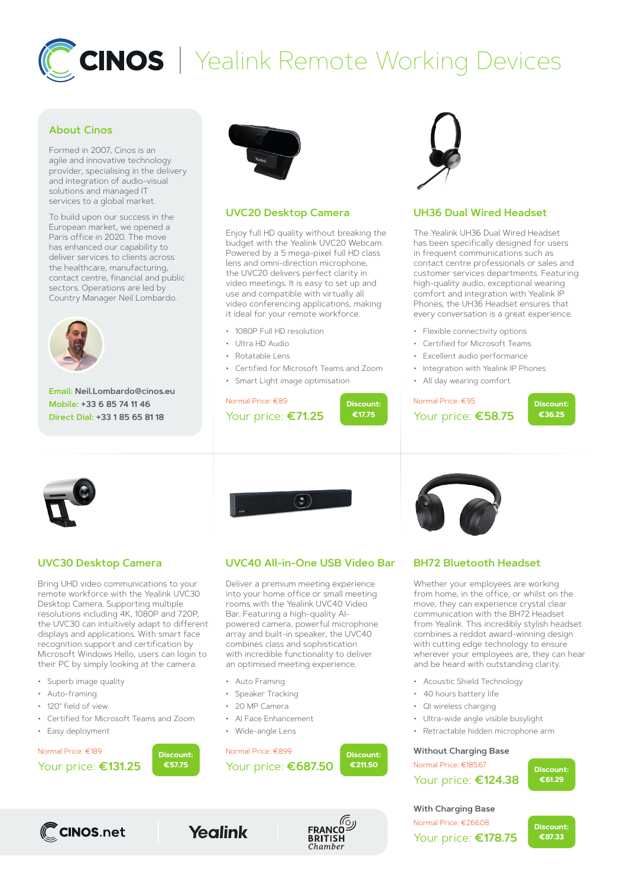# CINOS | Yealink Remote Working Devices

## About Cinos

Formed in 2007, Cinos is an agile and innovative technology provider, specialising in the delivery and integration of audio-visual solutions and managed IT services to a global market.

To build upon our success in the European market, we opened a Paris office in 2020. The move has enhanced our capability to deliver services to clients across the healthcare, manufacturing, contact centre, financial and public sectors. Operations are led by Country Manager Neil Lombardo.

**Email:** Neil.Lombardo@cinos.eu
**Mobile:** +33 6 85 74 11 46
**Direct Dial:** +33 1 85 65 81 18

## UVC20 Desktop Camera

Enjoy full HD quality without breaking the budget with the Yealink UVC20 Webcam. Powered by a 5 mega-pixel full HD class lens and omni-direction microphone, the UVC20 delivers perfect clarity in video meetings. It is easy to set up and use and compatible with virtually all video conferencing applications, making it ideal for your remote workforce.

- 1080P Full HD resolution
- Ultra HD Audio
- Rotatable Lens
- Certified for Microsoft Teams and Zoom
- Smart Light image optimisation

Normal Price: €89
Your price: **€71.25**
**Discount: €17.75**

## UH36 Dual Wired Headset

The Yealink UH36 Dual Wired Headset has been specifically designed for users in frequent communications such as contact centre professionals or sales and customer services departments. Featuring high-quality audio, exceptional wearing comfort and integration with Yealink IP Phones, the UH36 Headset ensures that every conversation is a great experience.

- Flexible connectivity options
- Certified for Microsoft Teams
- Excellent audio performance
- Integration with Yealink IP Phones
- All day wearing comfort

Normal Price: €95
Your price: **€58.75**
**Discount: €36.25**

## UVC30 Desktop Camera

Bring UHD video communications to your remote workforce with the Yealink UVC30 Desktop Camera. Supporting multiple resolutions including 4K, 1080P and 720P, the UVC30 can intuitively adapt to different displays and applications. With smart face recognition support and certification by Microsoft Windows Hello, users can login to their PC by simply looking at the camera.

- Superb image quality
- Auto-framing
- 120° field of view
- Certified for Microsoft Teams and Zoom
- Easy deployment

Normal Price: €189
Your price: **€131.25**
**Discount: €57.75**

## UVC40 All-in-One USB Video Bar

Deliver a premium meeting experience into your home office or small meeting rooms with the Yealink UVC40 Video Bar. Featuring a high-quality AI-powered camera, powerful microphone array and built-in speaker, the UVC40 combines class and sophistication with incredible functionality to deliver an optimised meeting experience.

- Auto Framing
- Speaker Tracking
- 20 MP Camera
- AI Face Enhancement
- Wide-angle Lens

Normal Price: €899
Your price: **€687.50**
**Discount: €211.50**

## BH72 Bluetooth Headset

Whether your employees are working from home, in the office, or whilst on the move, they can experience crystal clear communication with the BH72 Headset from Yealink. This incredibly stylish headset combines a reddot award-winning design with cutting edge technology to ensure wherever your employees are, they can hear and be heard with outstanding clarity.

- Acoustic Shield Technology
- 40 hours battery life
- QI wireless charging
- Ultra-wide angle visible busylight
- Retractable hidden microphone arm

**Without Charging Base**
Normal Price: €185.67
Your price: **€124.38**
**Discount: €61.29**

**With Charging Base**
Normal Price: €266.08
Your price: **€178.75**
**Discount: €87.33**

CINOS.net | Yealink | FRANCO BRITISH Chamber